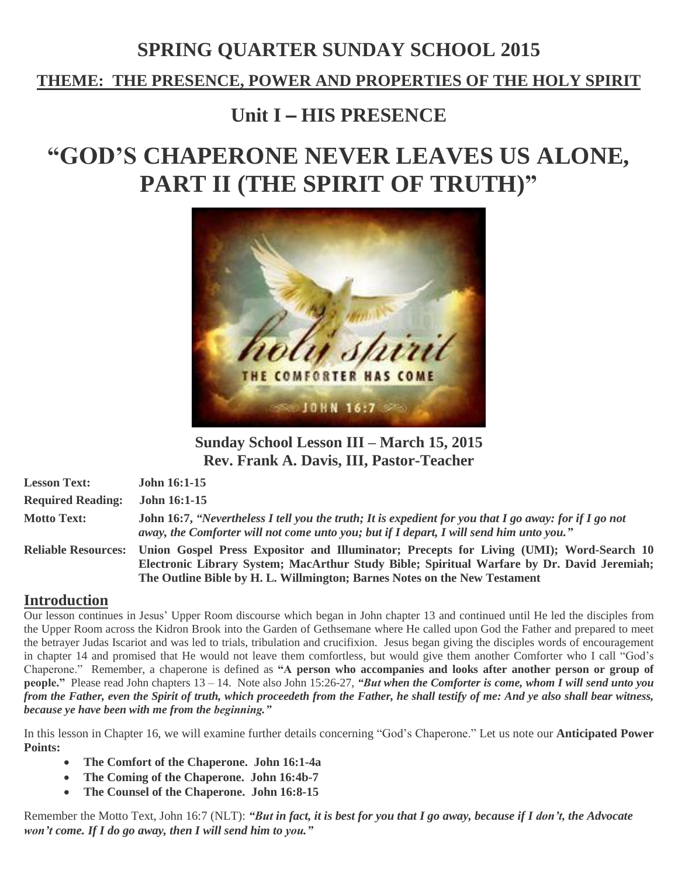# SPRING QUARTER SUNDAY SCHOOL 2015

## THEME: THE PRESENCE, POWER AND PROPERTIES OF THE HOLY SPIRIT

## Unit I – HIS PRESENCE

# "GOD'S CHAPERONE NEVER LEAVES US ALONE, PART II (THE SPIRIT OF TRUTH)"

**Sunday School Lesson III – March 15, 2015**
**Rev. Frank A. Davis, III, Pastor-Teacher**

**Lesson Text:** **John 16:1-15**

**Required Reading:** **John 16:1-15**

**Motto Text:** **John 16:7, *"Nevertheless I tell you the truth; It is expedient for you that I go away: for if I go not away, the Comforter will not come unto you; but if I depart, I will send him unto you."***

**Reliable Resources:** **Union Gospel Press Expositor and Illuminator; Precepts for Living (UMI); Word-Search 10 Electronic Library System; MacArthur Study Bible; Spiritual Warfare by Dr. David Jeremiah; The Outline Bible by H. L. Willmington; Barnes Notes on the New Testament**

## Introduction

Our lesson continues in Jesus' Upper Room discourse which began in John chapter 13 and continued until He led the disciples from the Upper Room across the Kidron Brook into the Garden of Gethsemane where He called upon God the Father and prepared to meet the betrayer Judas Iscariot and was led to trials, tribulation and crucifixion. Jesus began giving the disciples words of encouragement in chapter 14 and promised that He would not leave them comfortless, but would give them another Comforter who I call "God's Chaperone." Remember, a chaperone is defined as **"A person who accompanies and looks after another person or group of people."** Please read John chapters 13 – 14. Note also John 15:26-27, ***"But when the Comforter is come, whom I will send unto you from the Father, even the Spirit of truth, which proceedeth from the Father, he shall testify of me: And ye also shall bear witness, because ye have been with me from the beginning."***

In this lesson in Chapter 16, we will examine further details concerning "God's Chaperone." Let us note our **Anticipated Power Points:**

- **The Comfort of the Chaperone. John 16:1-4a**
- **The Coming of the Chaperone. John 16:4b-7**
- **The Counsel of the Chaperone. John 16:8-15**

Remember the Motto Text, John 16:7 (NLT): ***"But in fact, it is best for you that I go away, because if I don't, the Advocate won't come. If I do go away, then I will send him to you."***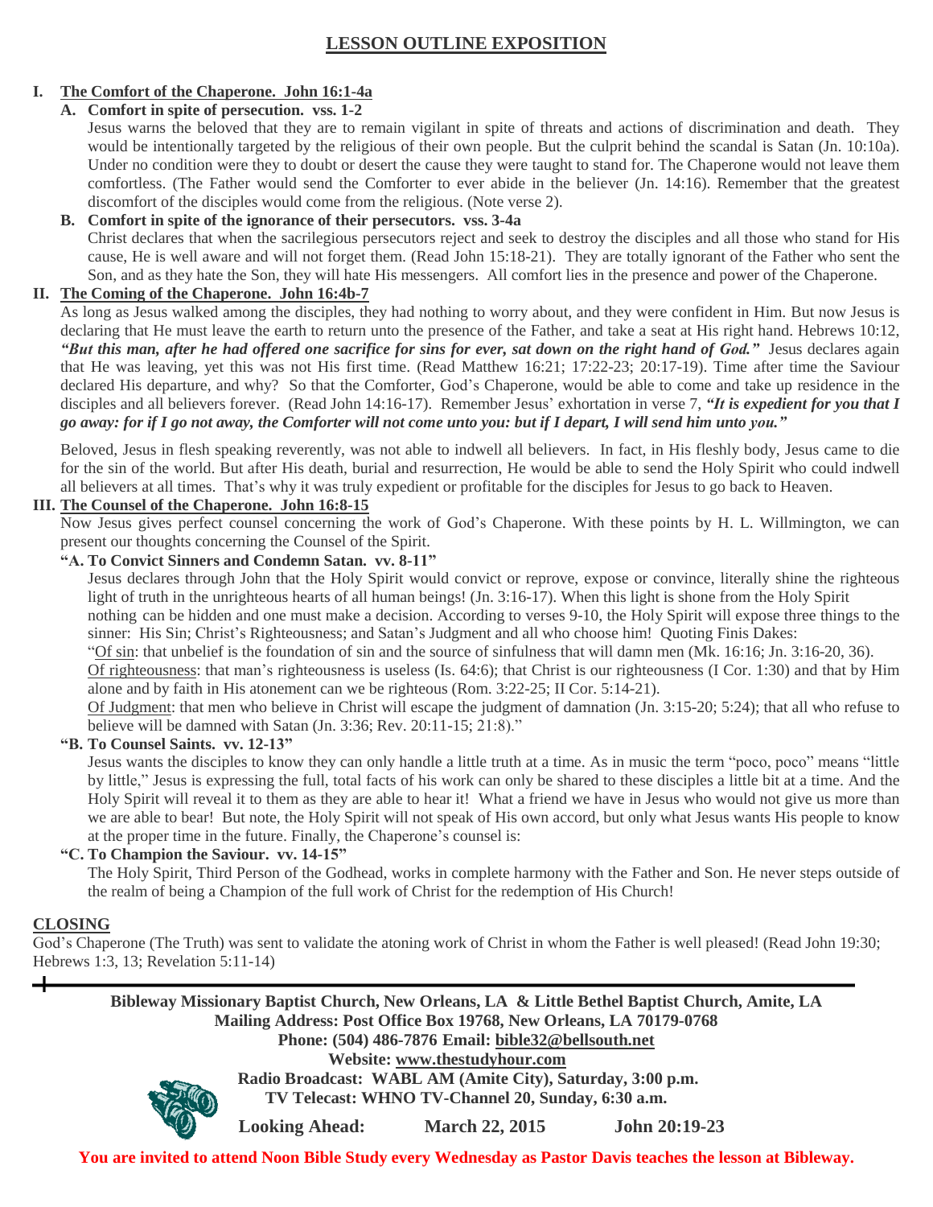## LESSON OUTLINE EXPOSITION

### I. The Comfort of the Chaperone. John 16:1-4a

**A. Comfort in spite of persecution. vss. 1-2**

Jesus warns the beloved that they are to remain vigilant in spite of threats and actions of discrimination and death. They would be intentionally targeted by the religious of their own people. But the culprit behind the scandal is Satan (Jn. 10:10a). Under no condition were they to doubt or desert the cause they were taught to stand for. The Chaperone would not leave them comfortless. (The Father would send the Comforter to ever abide in the believer (Jn. 14:16). Remember that the greatest discomfort of the disciples would come from the religious. (Note verse 2).

**B. Comfort in spite of the ignorance of their persecutors. vss. 3-4a**

Christ declares that when the sacrilegious persecutors reject and seek to destroy the disciples and all those who stand for His cause, He is well aware and will not forget them. (Read John 15:18-21). They are totally ignorant of the Father who sent the Son, and as they hate the Son, they will hate His messengers. All comfort lies in the presence and power of the Chaperone.

### II. The Coming of the Chaperone. John 16:4b-7

As long as Jesus walked among the disciples, they had nothing to worry about, and they were confident in Him. But now Jesus is declaring that He must leave the earth to return unto the presence of the Father, and take a seat at His right hand. Hebrews 10:12, ***"But this man, after he had offered one sacrifice for sins for ever, sat down on the right hand of God."*** Jesus declares again that He was leaving, yet this was not His first time. (Read Matthew 16:21; 17:22-23; 20:17-19). Time after time the Saviour declared His departure, and why? So that the Comforter, God's Chaperone, would be able to come and take up residence in the disciples and all believers forever. (Read John 14:16-17). Remember Jesus' exhortation in verse 7, ***"It is expedient for you that I go away: for if I go not away, the Comforter will not come unto you: but if I depart, I will send him unto you."***

Beloved, Jesus in flesh speaking reverently, was not able to indwell all believers. In fact, in His fleshly body, Jesus came to die for the sin of the world. But after His death, burial and resurrection, He would be able to send the Holy Spirit who could indwell all believers at all times. That's why it was truly expedient or profitable for the disciples for Jesus to go back to Heaven.

### III. The Counsel of the Chaperone. John 16:8-15

Now Jesus gives perfect counsel concerning the work of God's Chaperone. With these points by H. L. Willmington, we can present our thoughts concerning the Counsel of the Spirit.

**"A. To Convict Sinners and Condemn Satan. vv. 8-11"**

Jesus declares through John that the Holy Spirit would convict or reprove, expose or convince, literally shine the righteous light of truth in the unrighteous hearts of all human beings! (Jn. 3:16-17). When this light is shone from the Holy Spirit nothing can be hidden and one must make a decision. According to verses 9-10, the Holy Spirit will expose three things to the sinner: His Sin; Christ's Righteousness; and Satan's Judgment and all who choose him! Quoting Finis Dakes:

"Of sin: that unbelief is the foundation of sin and the source of sinfulness that will damn men (Mk. 16:16; Jn. 3:16-20, 36).

Of righteousness: that man's righteousness is useless (Is. 64:6); that Christ is our righteousness (I Cor. 1:30) and that by Him alone and by faith in His atonement can we be righteous (Rom. 3:22-25; II Cor. 5:14-21).

Of Judgment: that men who believe in Christ will escape the judgment of damnation (Jn. 3:15-20; 5:24); that all who refuse to believe will be damned with Satan (Jn. 3:36; Rev. 20:11-15; 21:8)."

**"B. To Counsel Saints. vv. 12-13"**

Jesus wants the disciples to know they can only handle a little truth at a time. As in music the term "poco, poco" means "little by little," Jesus is expressing the full, total facts of his work can only be shared to these disciples a little bit at a time. And the Holy Spirit will reveal it to them as they are able to hear it! What a friend we have in Jesus who would not give us more than we are able to bear! But note, the Holy Spirit will not speak of His own accord, but only what Jesus wants His people to know at the proper time in the future. Finally, the Chaperone's counsel is:

**"C. To Champion the Saviour. vv. 14-15"**

The Holy Spirit, Third Person of the Godhead, works in complete harmony with the Father and Son. He never steps outside of the realm of being a Champion of the full work of Christ for the redemption of His Church!

## CLOSING

God's Chaperone (The Truth) was sent to validate the atoning work of Christ in whom the Father is well pleased! (Read John 19:30; Hebrews 1:3, 13; Revelation 5:11-14)

---

**Bibleway Missionary Baptist Church, New Orleans, LA & Little Bethel Baptist Church, Amite, LA**
**Mailing Address: Post Office Box 19768, New Orleans, LA 70179-0768**
**Phone: (504) 486-7876 Email: bible32@bellsouth.net**
**Website: www.thestudyhour.com**
**Radio Broadcast: WABL AM (Amite City), Saturday, 3:00 p.m.**
**TV Telecast: WHNO TV-Channel 20, Sunday, 6:30 a.m.**

**Looking Ahead: March 22, 2015 John 20:19-23**

**You are invited to attend Noon Bible Study every Wednesday as Pastor Davis teaches the lesson at Bibleway.**